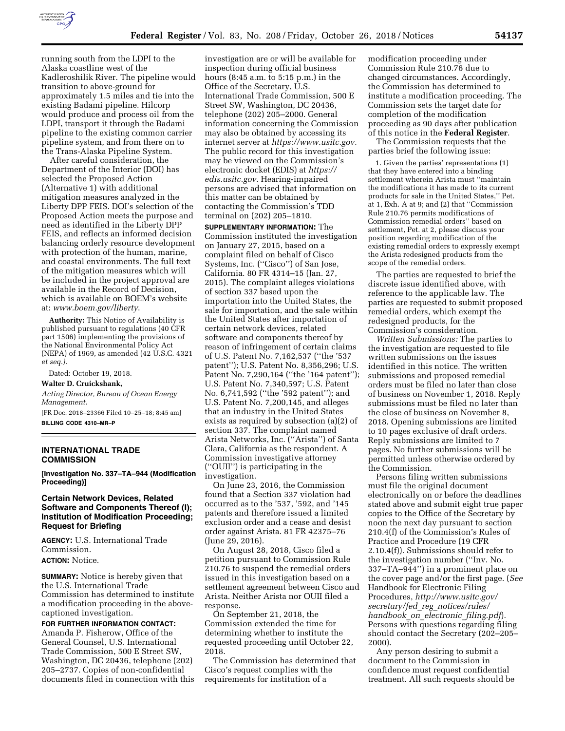running south from the LDPI to the Alaska coastline west of the Kadleroshilik River. The pipeline would transition to above-ground for approximately 1.5 miles and tie into the existing Badami pipeline. Hilcorp would produce and process oil from the LDPI, transport it through the Badami pipeline to the existing common carrier pipeline system, and from there on to the Trans-Alaska Pipeline System.

After careful consideration, the Department of the Interior (DOI) has selected the Proposed Action (Alternative 1) with additional mitigation measures analyzed in the Liberty DPP FEIS. DOI's selection of the Proposed Action meets the purpose and need as identified in the Liberty DPP FEIS, and reflects an informed decision balancing orderly resource development with protection of the human, marine, and coastal environments. The full text of the mitigation measures which will be included in the project approval are available in the Record of Decision, which is available on BOEM's website at: *www.boem.gov/liberty*.

**Authority:** This Notice of Availability is published pursuant to regulations (40 CFR part 1506) implementing the provisions of the National Environmental Policy Act (NEPA) of 1969, as amended (42 U.S.C. 4321 *et seq.).*

Dated: October 19, 2018.

**Walter D. Cruickshank,**

*Acting Director, Bureau of Ocean Energy Management.*

[FR Doc. 2018–23366 Filed 10–25–18; 8:45 am]

**BILLING CODE 4310–MR–P**

## INTERNATIONAL TRADE COMMISSION

**[Investigation No. 337–TA–944 (Modification Proceeding)]**

### Certain Network Devices, Related Software and Components Thereof (I); Institution of Modification Proceeding; Request for Briefing

**AGENCY:** U.S. International Trade Commission.

**ACTION:** Notice.

**SUMMARY:** Notice is hereby given that the U.S. International Trade Commission has determined to institute a modification proceeding in the above-captioned investigation.

**FOR FURTHER INFORMATION CONTACT:** Amanda P. Fisherow, Office of the General Counsel, U.S. International Trade Commission, 500 E Street SW, Washington, DC 20436, telephone (202) 205–2737. Copies of non-confidential documents filed in connection with this investigation are or will be available for inspection during official business hours (8:45 a.m. to 5:15 p.m.) in the Office of the Secretary, U.S. International Trade Commission, 500 E Street SW, Washington, DC 20436, telephone (202) 205–2000. General information concerning the Commission may also be obtained by accessing its internet server at *https://www.usitc.gov.* The public record for this investigation may be viewed on the Commission's electronic docket (EDIS) at *https://edis.usitc.gov.* Hearing-impaired persons are advised that information on this matter can be obtained by contacting the Commission's TDD terminal on (202) 205–1810.

**SUPPLEMENTARY INFORMATION:** The Commission instituted the investigation on January 27, 2015, based on a complaint filed on behalf of Cisco Systems, Inc. (''Cisco'') of San Jose, California. 80 FR 4314–15 (Jan. 27, 2015). The complaint alleges violations of section 337 based upon the importation into the United States, the sale for importation, and the sale within the United States after importation of certain network devices, related software and components thereof by reason of infringement of certain claims of U.S. Patent No. 7,162,537 (''the '537 patent''); U.S. Patent No. 8,356,296; U.S. Patent No. 7,290,164 (''the '164 patent''); U.S. Patent No. 7,340,597; U.S. Patent No. 6,741,592 (''the '592 patent''); and U.S. Patent No. 7,200,145, and alleges that an industry in the United States exists as required by subsection (a)(2) of section 337. The complaint named Arista Networks, Inc. (''Arista'') of Santa Clara, California as the respondent. A Commission investigative attorney (''OUII'') is participating in the investigation.

On June 23, 2016, the Commission found that a Section 337 violation had occurred as to the '537, '592, and '145 patents and therefore issued a limited exclusion order and a cease and desist order against Arista. 81 FR 42375–76 (June 29, 2016).

On August 28, 2018, Cisco filed a petition pursuant to Commission Rule 210.76 to suspend the remedial orders issued in this investigation based on a settlement agreement between Cisco and Arista. Neither Arista nor OUII filed a response.

On September 21, 2018, the Commission extended the time for determining whether to institute the requested proceeding until October 22, 2018.

The Commission has determined that Cisco's request complies with the requirements for institution of a modification proceeding under Commission Rule 210.76 due to changed circumstances. Accordingly, the Commission has determined to institute a modification proceeding. The Commission sets the target date for completion of the modification proceeding as 90 days after publication of this notice in the **Federal Register**.

The Commission requests that the parties brief the following issue:

1. Given the parties' representations (1) that they have entered into a binding settlement wherein Arista must ''maintain the modifications it has made to its current products for sale in the United States,'' Pet. at 1, Exh. A at 9; and (2) that ''Commission Rule 210.76 permits modifications of Commission remedial orders'' based on settlement, Pet. at 2, please discuss your position regarding modification of the existing remedial orders to expressly exempt the Arista redesigned products from the scope of the remedial orders.

The parties are requested to brief the discrete issue identified above, with reference to the applicable law. The parties are requested to submit proposed remedial orders, which exempt the redesigned products, for the Commission's consideration.

*Written Submissions:* The parties to the investigation are requested to file written submissions on the issues identified in this notice. The written submissions and proposed remedial orders must be filed no later than close of business on November 1, 2018. Reply submissions must be filed no later than the close of business on November 8, 2018. Opening submissions are limited to 10 pages exclusive of draft orders. Reply submissions are limited to 7 pages. No further submissions will be permitted unless otherwise ordered by the Commission.

Persons filing written submissions must file the original document electronically on or before the deadlines stated above and submit eight true paper copies to the Office of the Secretary by noon the next day pursuant to section 210.4(f) of the Commission's Rules of Practice and Procedure (19 CFR 2.10.4(f)). Submissions should refer to the investigation number (''Inv. No. 337–TA–944'') in a prominent place on the cover page and/or the first page. (*See* Handbook for Electronic Filing Procedures, *http://www.usitc.gov/secretary/fed_reg_notices/rules/handbook_on_electronic_filing.pdf*). Persons with questions regarding filing should contact the Secretary (202–205–2000).

Any person desiring to submit a document to the Commission in confidence must request confidential treatment. All such requests should be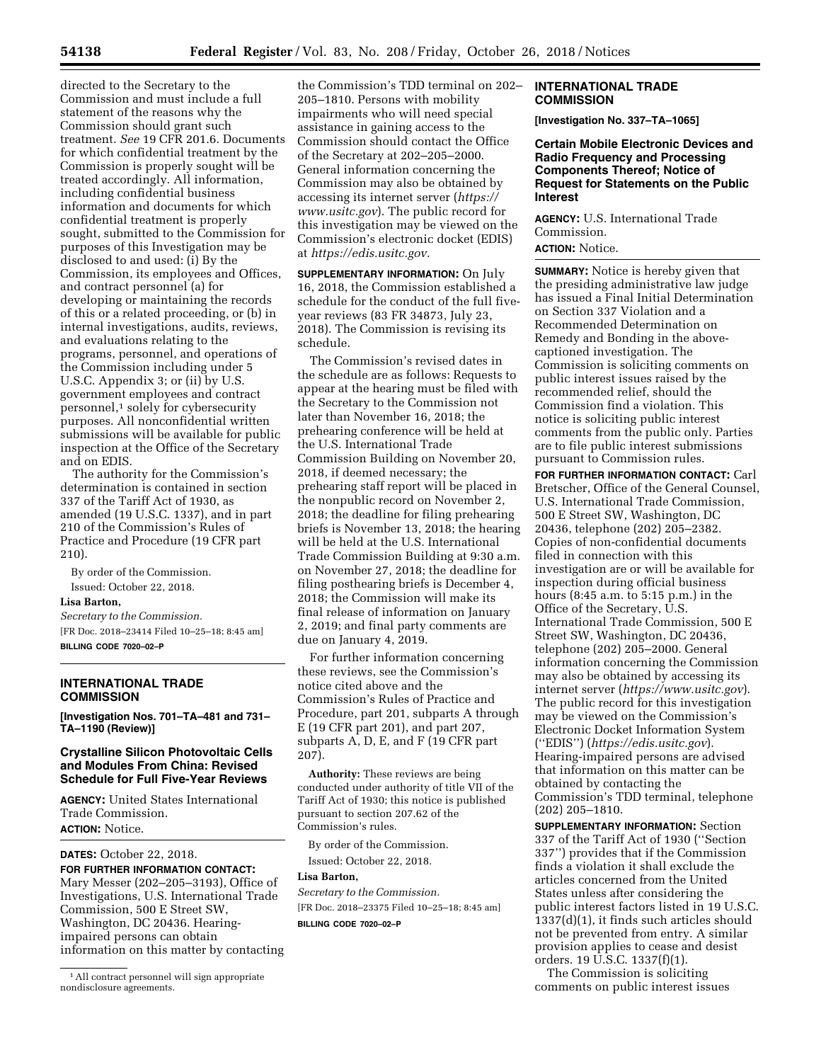directed to the Secretary to the Commission and must include a full statement of the reasons why the Commission should grant such treatment. *See* 19 CFR 201.6. Documents for which confidential treatment by the Commission is properly sought will be treated accordingly. All information, including confidential business information and documents for which confidential treatment is properly sought, submitted to the Commission for purposes of this Investigation may be disclosed to and used: (i) By the Commission, its employees and Offices, and contract personnel (a) for developing or maintaining the records of this or a related proceeding, or (b) in internal investigations, audits, reviews, and evaluations relating to the programs, personnel, and operations of the Commission including under 5 U.S.C. Appendix 3; or (ii) by U.S. government employees and contract personnel,[1] solely for cybersecurity purposes. All nonconfidential written submissions will be available for public inspection at the Office of the Secretary and on EDIS.

The authority for the Commission's determination is contained in section 337 of the Tariff Act of 1930, as amended (19 U.S.C. 1337), and in part 210 of the Commission's Rules of Practice and Procedure (19 CFR part 210).

By order of the Commission.

Issued: October 22, 2018.

**Lisa Barton,**

*Secretary to the Commission.*

[FR Doc. 2018–23414 Filed 10–25–18; 8:45 am]

**BILLING CODE 7020–02–P**

[1] All contract personnel will sign appropriate nondisclosure agreements.

---

## INTERNATIONAL TRADE COMMISSION

**[Investigation Nos. 701–TA–481 and 731–TA–1190 (Review)]**

### Crystalline Silicon Photovoltaic Cells and Modules From China: Revised Schedule for Full Five-Year Reviews

**AGENCY:** United States International Trade Commission.

**ACTION:** Notice.

**DATES:** October 22, 2018.

**FOR FURTHER INFORMATION CONTACT:** Mary Messer (202–205–3193), Office of Investigations, U.S. International Trade Commission, 500 E Street SW, Washington, DC 20436. Hearing-impaired persons can obtain information on this matter by contacting the Commission's TDD terminal on 202–205–1810. Persons with mobility impairments who will need special assistance in gaining access to the Commission should contact the Office of the Secretary at 202–205–2000. General information concerning the Commission may also be obtained by accessing its internet server (*https://www.usitc.gov*). The public record for this investigation may be viewed on the Commission's electronic docket (EDIS) at *https://edis.usitc.gov.*

**SUPPLEMENTARY INFORMATION:** On July 16, 2018, the Commission established a schedule for the conduct of the full five-year reviews (83 FR 34873, July 23, 2018). The Commission is revising its schedule.

The Commission's revised dates in the schedule are as follows: Requests to appear at the hearing must be filed with the Secretary to the Commission not later than November 16, 2018; the prehearing conference will be held at the U.S. International Trade Commission Building on November 20, 2018, if deemed necessary; the prehearing staff report will be placed in the nonpublic record on November 2, 2018; the deadline for filing prehearing briefs is November 13, 2018; the hearing will be held at the U.S. International Trade Commission Building at 9:30 a.m. on November 27, 2018; the deadline for filing posthearing briefs is December 4, 2018; the Commission will make its final release of information on January 2, 2019; and final party comments are due on January 4, 2019.

For further information concerning these reviews, see the Commission's notice cited above and the Commission's Rules of Practice and Procedure, part 201, subparts A through E (19 CFR part 201), and part 207, subparts A, D, E, and F (19 CFR part 207).

**Authority:** These reviews are being conducted under authority of title VII of the Tariff Act of 1930; this notice is published pursuant to section 207.62 of the Commission's rules.

By order of the Commission.

Issued: October 22, 2018.

**Lisa Barton,**

*Secretary to the Commission.*

[FR Doc. 2018–23375 Filed 10–25–18; 8:45 am]

**BILLING CODE 7020–02–P**

---

## INTERNATIONAL TRADE COMMISSION

**[Investigation No. 337–TA–1065]**

### Certain Mobile Electronic Devices and Radio Frequency and Processing Components Thereof; Notice of Request for Statements on the Public Interest

**AGENCY:** U.S. International Trade Commission.

**ACTION:** Notice.

**SUMMARY:** Notice is hereby given that the presiding administrative law judge has issued a Final Initial Determination on Section 337 Violation and a Recommended Determination on Remedy and Bonding in the above-captioned investigation. The Commission is soliciting comments on public interest issues raised by the recommended relief, should the Commission find a violation. This notice is soliciting public interest comments from the public only. Parties are to file public interest submissions pursuant to Commission rules.

**FOR FURTHER INFORMATION CONTACT:** Carl Bretscher, Office of the General Counsel, U.S. International Trade Commission, 500 E Street SW, Washington, DC 20436, telephone (202) 205–2382. Copies of non-confidential documents filed in connection with this investigation are or will be available for inspection during official business hours (8:45 a.m. to 5:15 p.m.) in the Office of the Secretary, U.S. International Trade Commission, 500 E Street SW, Washington, DC 20436, telephone (202) 205–2000. General information concerning the Commission may also be obtained by accessing its internet server (*https://www.usitc.gov*). The public record for this investigation may be viewed on the Commission's Electronic Docket Information System (''EDIS'') (*https://edis.usitc.gov*). Hearing-impaired persons are advised that information on this matter can be obtained by contacting the Commission's TDD terminal, telephone (202) 205–1810.

**SUPPLEMENTARY INFORMATION:** Section 337 of the Tariff Act of 1930 (''Section 337'') provides that if the Commission finds a violation it shall exclude the articles concerned from the United States unless after considering the public interest factors listed in 19 U.S.C. 1337(d)(1), it finds such articles should not be prevented from entry. A similar provision applies to cease and desist orders. 19 U.S.C. 1337(f)(1).

The Commission is soliciting comments on public interest issues